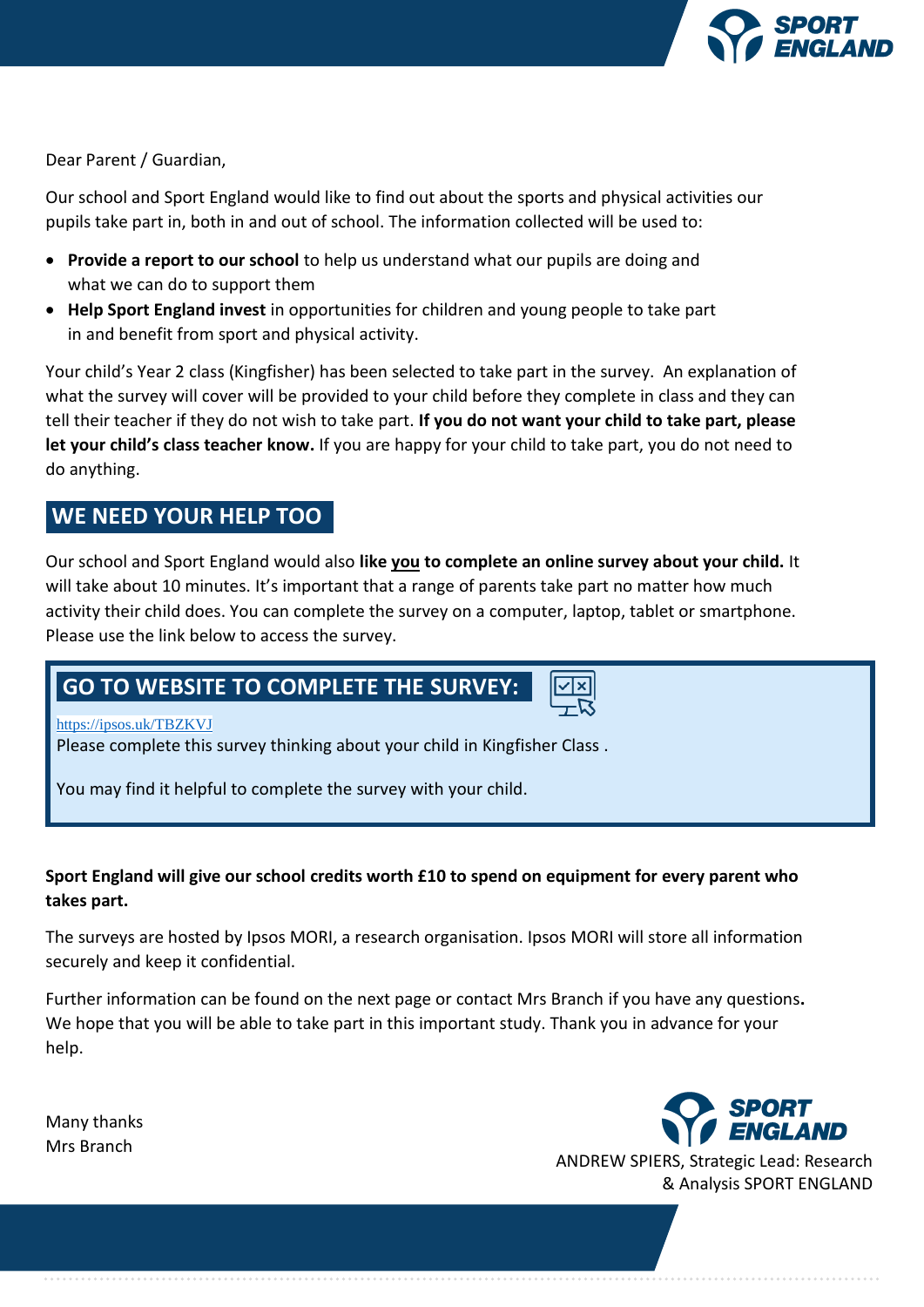Dear Parent / Guardian,

Our school and Sport England would like to find out about the sports and physical activities our pupils take part in, both in and out of school. The information collected will be used to:

- **Provide a report to our school** to help us understand what our pupils are doing and what we can do to support them
- **Help Sport England invest** in opportunities for children and young people to take part in and benefit from sport and physical activity.

Your child's Year 2 class (Kingfisher) has been selected to take part in the survey. An explanation of what the survey will cover will be provided to your child before they complete in class and they can tell their teacher if they do not wish to take part. **If you do not want your child to take part, please let your child's class teacher know.** If you are happy for your child to take part, you do not need to do anything.

## WE NEED YOUR HELP TOO

Our school and Sport England would also **like you to complete an online survey about your child.** It will take about 10 minutes. It's important that a range of parents take part no matter how much activity their child does. You can complete the survey on a computer, laptop, tablet or smartphone. Please use the link below to access the survey.

## GO TO WEBSITE TO COMPLETE THE SURVEY:

https://ipsos.uk/TBZKVJ

Please complete this survey thinking about your child in Kingfisher Class .

You may find it helpful to complete the survey with your child.

**Sport England will give our school credits worth £10 to spend on equipment for every parent who takes part.**

The surveys are hosted by Ipsos MORI, a research organisation. Ipsos MORI will store all information securely and keep it confidential.

Further information can be found on the next page or contact Mrs Branch if you have any questions. We hope that you will be able to take part in this important study. Thank you in advance for your help.

Many thanks
Mrs Branch

SPORT ENGLAND

ANDREW SPIERS, Strategic Lead: Research & Analysis SPORT ENGLAND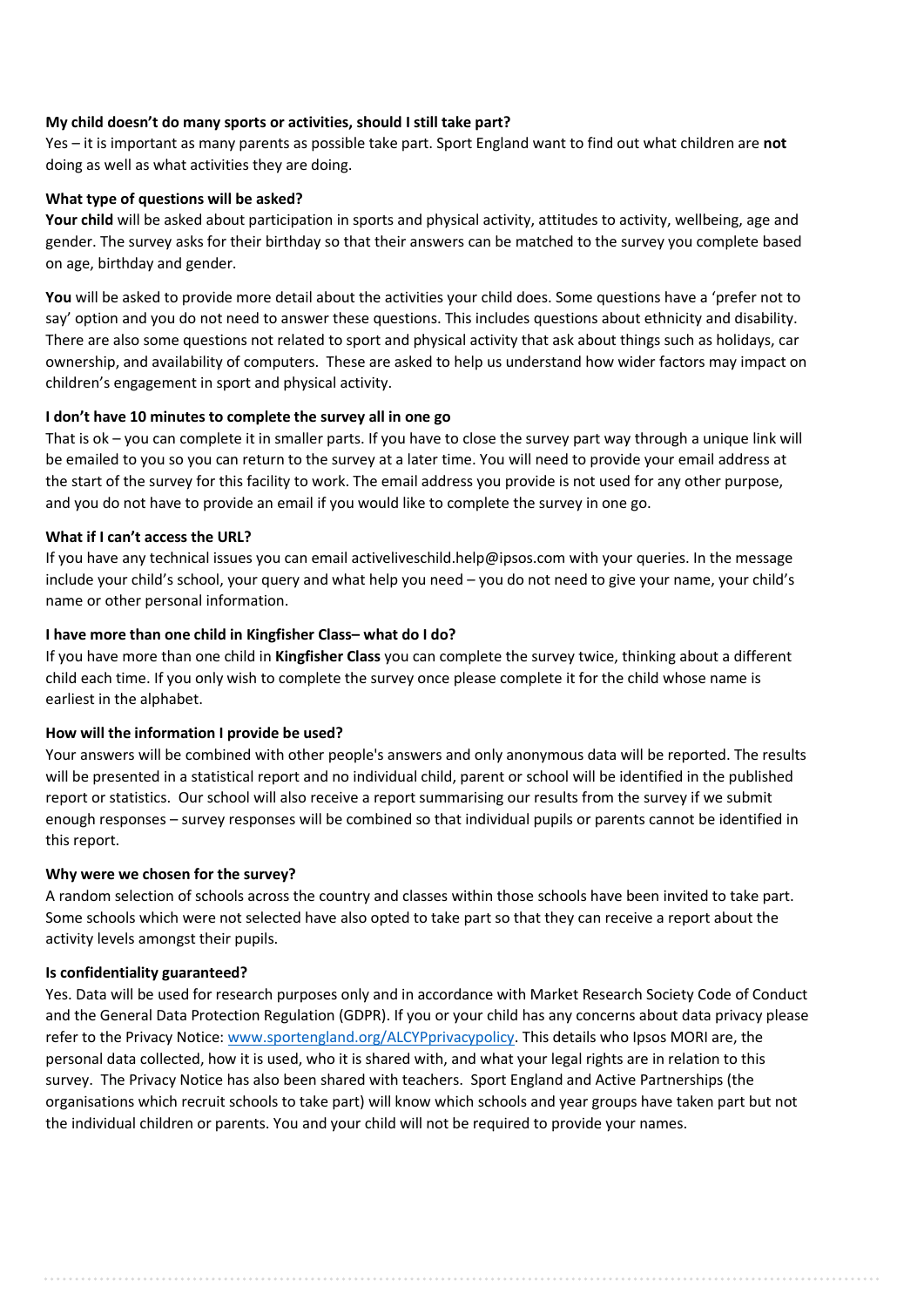**My child doesn't do many sports or activities, should I still take part?**

Yes – it is important as many parents as possible take part. Sport England want to find out what children are **not** doing as well as what activities they are doing.

**What type of questions will be asked?**

**Your child** will be asked about participation in sports and physical activity, attitudes to activity, wellbeing, age and gender. The survey asks for their birthday so that their answers can be matched to the survey you complete based on age, birthday and gender.

**You** will be asked to provide more detail about the activities your child does. Some questions have a 'prefer not to say' option and you do not need to answer these questions. This includes questions about ethnicity and disability. There are also some questions not related to sport and physical activity that ask about things such as holidays, car ownership, and availability of computers. These are asked to help us understand how wider factors may impact on children's engagement in sport and physical activity.

**I don't have 10 minutes to complete the survey all in one go**

That is ok – you can complete it in smaller parts. If you have to close the survey part way through a unique link will be emailed to you so you can return to the survey at a later time. You will need to provide your email address at the start of the survey for this facility to work. The email address you provide is not used for any other purpose, and you do not have to provide an email if you would like to complete the survey in one go.

**What if I can't access the URL?**

If you have any technical issues you can email activeliveschild.help@ipsos.com with your queries. In the message include your child's school, your query and what help you need – you do not need to give your name, your child's name or other personal information.

**I have more than one child in Kingfisher Class– what do I do?**

If you have more than one child in **Kingfisher Class** you can complete the survey twice, thinking about a different child each time. If you only wish to complete the survey once please complete it for the child whose name is earliest in the alphabet.

**How will the information I provide be used?**

Your answers will be combined with other people's answers and only anonymous data will be reported. The results will be presented in a statistical report and no individual child, parent or school will be identified in the published report or statistics. Our school will also receive a report summarising our results from the survey if we submit enough responses – survey responses will be combined so that individual pupils or parents cannot be identified in this report.

**Why were we chosen for the survey?**

A random selection of schools across the country and classes within those schools have been invited to take part. Some schools which were not selected have also opted to take part so that they can receive a report about the activity levels amongst their pupils.

**Is confidentiality guaranteed?**

Yes. Data will be used for research purposes only and in accordance with Market Research Society Code of Conduct and the General Data Protection Regulation (GDPR). If you or your child has any concerns about data privacy please refer to the Privacy Notice: [www.sportengland.org/ALCYPprivacypolicy](http://www.sportengland.org/ALCYPprivacypolicy). This details who Ipsos MORI are, the personal data collected, how it is used, who it is shared with, and what your legal rights are in relation to this survey. The Privacy Notice has also been shared with teachers. Sport England and Active Partnerships (the organisations which recruit schools to take part) will know which schools and year groups have taken part but not the individual children or parents. You and your child will not be required to provide your names.